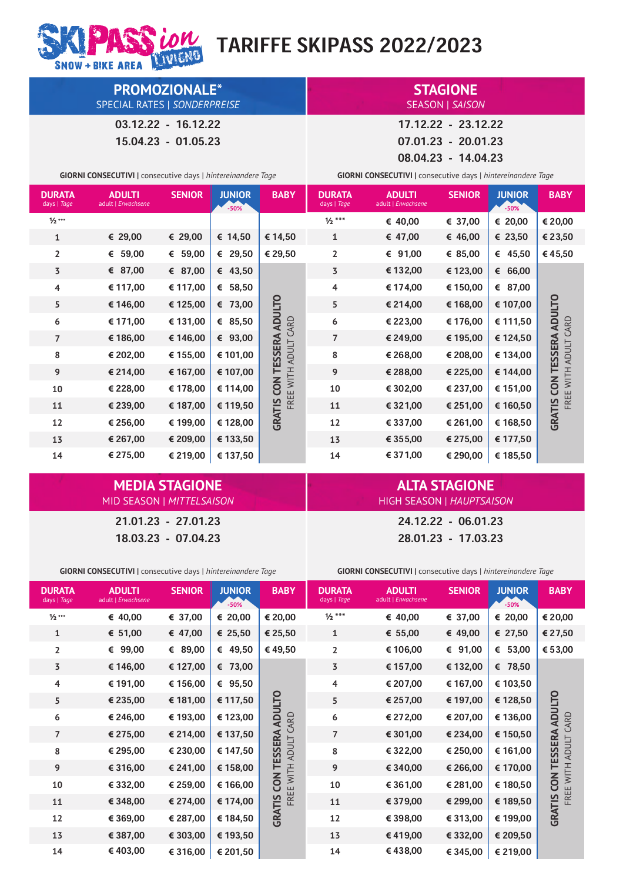SKIPASS Livigno SNOW + BIKE AREA

# TARIFFE SKIPASS 2022/2023

## PROMOZIONALE*

SPECIAL RATES | *SONDERPREISE*

03.12.22 - 16.12.22
15.04.23 - 01.05.23

**GIORNI CONSECUTIVI** | consecutive days | *hintereinandere Tage*

| DURATA days \| *Tage* | ADULTI adult \| *Erwachsene* | SENIOR | JUNIOR -50% | BABY |
|---|---|---|---|---|
| ½ *** | | | | |
| 1 | € 29,00 | € 29,00 | € 14,50 | € 14,50 |
| 2 | € 59,00 | € 59,00 | € 29,50 | € 29,50 |
| 3 | € 87,00 | € 87,00 | € 43,50 | GRATIS CON TESSERA ADULTO / FREE WITH ADULT CARD |
| 4 | € 117,00 | € 117,00 | € 58,50 | |
| 5 | € 146,00 | € 125,00 | € 73,00 | |
| 6 | € 171,00 | € 131,00 | € 85,50 | |
| 7 | € 186,00 | € 146,00 | € 93,00 | |
| 8 | € 202,00 | € 155,00 | € 101,00 | |
| 9 | € 214,00 | € 167,00 | € 107,00 | |
| 10 | € 228,00 | € 178,00 | € 114,00 | |
| 11 | € 239,00 | € 187,00 | € 119,50 | |
| 12 | € 256,00 | € 199,00 | € 128,00 | |
| 13 | € 267,00 | € 209,00 | € 133,50 | |
| 14 | € 275,00 | € 219,00 | € 137,50 | |

## STAGIONE

SEASON | *SAISON*

17.12.22 - 23.12.22
07.01.23 - 20.01.23
08.04.23 - 14.04.23

**GIORNI CONSECUTIVI** | consecutive days | *hintereinandere Tage*

| DURATA days \| *Tage* | ADULTI adult \| *Erwachsene* | SENIOR | JUNIOR -50% | BABY |
|---|---|---|---|---|
| ½ *** | € 40,00 | € 37,00 | € 20,00 | € 20,00 |
| 1 | € 47,00 | € 46,00 | € 23,50 | € 23,50 |
| 2 | € 91,00 | € 85,00 | € 45,50 | € 45,50 |
| 3 | € 132,00 | € 123,00 | € 66,00 | GRATIS CON TESSERA ADULTO / FREE WITH ADULT CARD |
| 4 | € 174,00 | € 150,00 | € 87,00 | |
| 5 | € 214,00 | € 168,00 | € 107,00 | |
| 6 | € 223,00 | € 176,00 | € 111,50 | |
| 7 | € 249,00 | € 195,00 | € 124,50 | |
| 8 | € 268,00 | € 208,00 | € 134,00 | |
| 9 | € 288,00 | € 225,00 | € 144,00 | |
| 10 | € 302,00 | € 237,00 | € 151,00 | |
| 11 | € 321,00 | € 251,00 | € 160,50 | |
| 12 | € 337,00 | € 261,00 | € 168,50 | |
| 13 | € 355,00 | € 275,00 | € 177,50 | |
| 14 | € 371,00 | € 290,00 | € 185,50 | |

## MEDIA STAGIONE

MID SEASON | *MITTELSAISON*

21.01.23 - 27.01.23
18.03.23 - 07.04.23

**GIORNI CONSECUTIVI** | consecutive days | *hintereinandere Tage*

| DURATA days \| *Tage* | ADULTI adult \| *Erwachsene* | SENIOR | JUNIOR -50% | BABY |
|---|---|---|---|---|
| ½ *** | € 40,00 | € 37,00 | € 20,00 | € 20,00 |
| 1 | € 51,00 | € 47,00 | € 25,50 | € 25,50 |
| 2 | € 99,00 | € 89,00 | € 49,50 | € 49,50 |
| 3 | € 146,00 | € 127,00 | € 73,00 | GRATIS CON TESSERA ADULTO / FREE WITH ADULT CARD |
| 4 | € 191,00 | € 156,00 | € 95,50 | |
| 5 | € 235,00 | € 181,00 | € 117,50 | |
| 6 | € 246,00 | € 193,00 | € 123,00 | |
| 7 | € 275,00 | € 214,00 | € 137,50 | |
| 8 | € 295,00 | € 230,00 | € 147,50 | |
| 9 | € 316,00 | € 241,00 | € 158,00 | |
| 10 | € 332,00 | € 259,00 | € 166,00 | |
| 11 | € 348,00 | € 274,00 | € 174,00 | |
| 12 | € 369,00 | € 287,00 | € 184,50 | |
| 13 | € 387,00 | € 303,00 | € 193,50 | |
| 14 | € 403,00 | € 316,00 | € 201,50 | |

## ALTA STAGIONE

HIGH SEASON | *HAUPTSAISON*

24.12.22 - 06.01.23
28.01.23 - 17.03.23

**GIORNI CONSECUTIVI** | consecutive days | *hintereinandere Tage*

| DURATA days \| *Tage* | ADULTI adult \| *Erwachsene* | SENIOR | JUNIOR -50% | BABY |
|---|---|---|---|---|
| ½ *** | € 40,00 | € 37,00 | € 20,00 | € 20,00 |
| 1 | € 55,00 | € 49,00 | € 27,50 | € 27,50 |
| 2 | € 106,00 | € 91,00 | € 53,00 | € 53,00 |
| 3 | € 157,00 | € 132,00 | € 78,50 | GRATIS CON TESSERA ADULTO / FREE WITH ADULT CARD |
| 4 | € 207,00 | € 167,00 | € 103,50 | |
| 5 | € 257,00 | € 197,00 | € 128,50 | |
| 6 | € 272,00 | € 207,00 | € 136,00 | |
| 7 | € 301,00 | € 234,00 | € 150,50 | |
| 8 | € 322,00 | € 250,00 | € 161,00 | |
| 9 | € 340,00 | € 266,00 | € 170,00 | |
| 10 | € 361,00 | € 281,00 | € 180,50 | |
| 11 | € 379,00 | € 299,00 | € 189,50 | |
| 12 | € 398,00 | € 313,00 | € 199,00 | |
| 13 | € 419,00 | € 332,00 | € 209,50 | |
| 14 | € 438,00 | € 345,00 | € 219,00 | |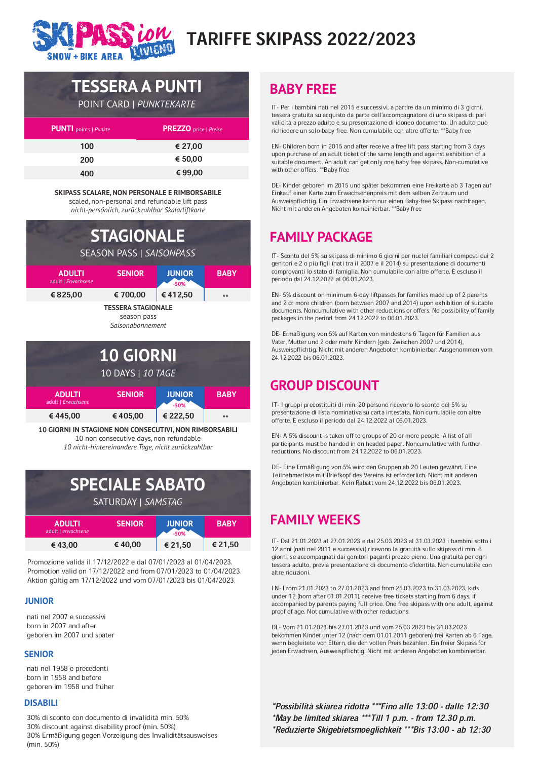# TARIFFE SKIPASS 2022/2023

## TESSERA A PUNTI

POINT CARD | *PUNKTEKARTE*

| **PUNTI** points \| *Punkte* | **PREZZO** price \| *Preise* |
|---|---|
| 100 | € 27,00 |
| 200 | € 50,00 |
| 400 | € 99,00 |

**SKIPASS SCALARE, NON PERSONALE E RIMBORSABILE**
scaled, non-personal and refundable lift pass
*nicht-persönlich, zurückzahlbar Skalarliftkarte*

## STAGIONALE

SEASON PASS | *SAISONPASS*

| **ADULTI** adult \| *Erwachsene* | **SENIOR** | **JUNIOR** -50% | **BABY** |
|---|---|---|---|
| € 825,00 | € 700,00 | € 412,50 | ** |

**TESSERA STAGIONALE**
season pass
*Saisonabonnement*

## 10 GIORNI

10 DAYS | *10 TAGE*

| **ADULTI** adult \| *Erwachsene* | **SENIOR** | **JUNIOR** -50% | **BABY** |
|---|---|---|---|
| € 445,00 | € 405,00 | € 222,50 | ** |

**10 GIORNI IN STAGIONE NON CONSECUTIVI, NON RIMBORSABILI**
10 non consecutive days, non refundable
*10 nicht-hintereinandere Tage, nicht zurückzahlbar*

## SPECIALE SABATO

SATURDAY | *SAMSTAG*

| **ADULTI** adult \| *erwachsene* | **SENIOR** | **JUNIOR** -50% | **BABY** |
|---|---|---|---|
| € 43,00 | € 40,00 | € 21,50 | € 21,50 |

Promozione valida il 17/12/2022 e dal 07/01/2023 al 01/04/2023.
Promotion valid on 17/12/2022 and from 07/01/2023 to 01/04/2023.
Aktion gültig am 17/12/2022 und vom 07/01/2023 bis 01/04/2023.

### JUNIOR

nati nel 2007 e successivi
born in 2007 and after
geboren im 2007 und später

### SENIOR

nati nel 1958 e precedenti
born in 1958 and before
geboren im 1958 und früher

### DISABILI

30% di sconto con documento di invalidità min. 50%
30% discount against disability proof (min. 50%)
30% Ermäßigung gegen Vorzeigung des Invaliditätsausweises (min. 50%)

## BABY FREE

IT- Per i bambini nati nel 2015 e successivi, a partire da un minimo di 3 giorni, tessera gratuita su acquisto da parte dell'accompagnatore di uno skipass di pari validità a prezzo adulto e su presentazione di idoneo documento. Un adulto può richiedere un solo baby free. Non cumulabile con altre offerte. **Baby free

EN- Children born in 2015 and after receive a free lift pass starting from 3 days upon purchase of an adult ticket of the same length and against exhibition of a suitable document. An adult can get only one baby free skipass. Non-cumulative with other offers. **Baby free

DE- Kinder geboren im 2015 und später bekommen eine Freikarte ab 3 Tagen auf Einkauf einer Karte zum Erwachsenenpreis mit dem selben Zeitraum und Ausweispflichtig. Ein Erwachsene kann nur einen Baby-free Skipass nachfragen. Nicht mit anderen Angeboten kombinierbar. **Baby free

## FAMILY PACKAGE

IT- Sconto del 5% su skipass di minimo 6 giorni per nuclei familiari composti dai 2 genitori e 2 o più figli (nati tra il 2007 e il 2014) su presentazione di documenti comprovanti lo stato di famiglia. Non cumulabile con altre offerte. È escluso il periodo dal 24.12.2022 al 06.01.2023.

EN- 5% discount on minimum 6-day liftpasses for families made up of 2 parents and 2 or more children (born between 2007 and 2014) upon exhibition of suitable documents. Noncumulative with other reductions or offers. No possibility of family packages in the period from 24.12.2022 to 06.01.2023.

DE- Ermäßigung von 5% auf Karten von mindestens 6 Tagen für Familien aus Vater, Mutter und 2 oder mehr Kindern (geb. Zwischen 2007 und 2014), Ausweispflichtig. Nicht mit anderen Angeboten kombinierbar. Ausgenommen vom 24.12.2022 bis 06.01.2023.

## GROUP DISCOUNT

IT- I gruppi precostituiti di min. 20 persone ricevono lo sconto del 5% su presentazione di lista nominativa su carta intestata. Non cumulabile con altre offerte. È escluso il periodo dal 24.12.2022 al 06.01.2023.

EN- A 5% discount is taken off to groups of 20 or more people. A list of all participants must be handed in on headed paper. Noncumulative with further reductions. No discount from 24.12.2022 to 06.01.2023.

DE- Eine Ermäßigung von 5% wird den Gruppen ab 20 Leuten gewährt. Eine Teilnehmerliste mit Briefkopf des Vereins ist erforderlich. Nicht mit anderen Angeboten kombinierbar. Kein Rabatt vom 24.12.2022 bis 06.01.2023.

## FAMILY WEEKS

IT- Dal 21.01.2023 al 27.01.2023 e dal 25.03.2023 al 31.03.2023 i bambini sotto i 12 anni (nati nel 2011 e successivi) ricevono la gratuità sullo skipass di min. 6 giorni, se accompagnati dai genitori paganti prezzo pieno. Una gratuità per ogni tessera adulto, previa presentazione di documento d'identità. Non cumulabile con altre riduzioni.

EN- From 21.01.2023 to 27.01.2023 and from 25.03.2023 to 31.03.2023, kids under 12 (born after 01.01.2011), receive free tickets starting from 6 days, if accompanied by parents paying full price. One free skipass with one adult, against proof of age. Not cumulative with other reductions.

DE- Vom 21.01.2023 bis 27.01.2023 und vom 25.03.2023 bis 31.03.2023 bekommen Kinder unter 12 (nach dem 01.01.2011 geboren) frei Karten ab 6 Tage, wenn begleitete von Eltern, die den vollen Preis bezahlen. Ein freier Skipass für jeden Erwachsen, Ausweispflichtig. Nicht mit anderen Angeboten kombinierbar.

*\*Possibilità skiarea ridotta \*\*\*Fino alle 13:00 - dalle 12:30*
*\*May be limited skiarea \*\*\*Till 1 p.m. - from 12.30 p.m.*
*\*Reduzierte Skigebietsmoeglichkeit \*\*\*Bis 13:00 - ab 12:30*